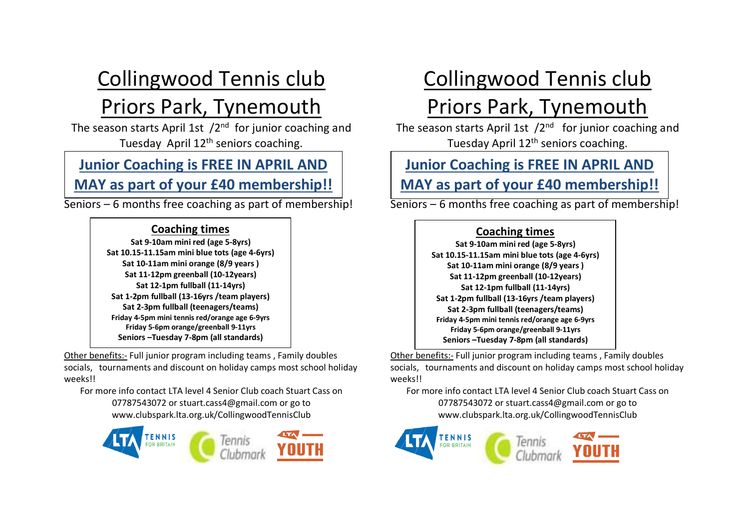# Collingwood Tennis club

# Priors Park, Tynemouth

The season starts April 1st /2nd for junior coaching and Tuesday April 12th seniors coaching.

**Junior Coaching is FREE IN APRIL AND MAY as part of your £40 membership!!**

Seniors – 6 months free coaching as part of membership!

**Coaching times**

**Sat 9-10am mini red (age 5-8yrs)**
**Sat 10.15-11.15am mini blue tots (age 4-6yrs)**
**Sat 10-11am mini orange (8/9 years )**
**Sat 11-12pm greenball (10-12years)**
**Sat 12-1pm fullball (11-14yrs)**
**Sat 1-2pm fullball (13-16yrs /team players)**
**Sat 2-3pm fullball (teenagers/teams)**
**Friday 4-5pm mini tennis red/orange age 6-9yrs**
**Friday 5-6pm orange/greenball 9-11yrs**
**Seniors –Tuesday 7-8pm (all standards)**

Other benefits:- Full junior program including teams , Family doubles socials, tournaments and discount on holiday camps most school holiday weeks!!

For more info contact LTA level 4 Senior Club coach Stuart Cass on 07787543072 or stuart.cass4@gmail.com or go to www.clubspark.lta.org.uk/CollingwoodTennisClub

# Collingwood Tennis club

# Priors Park, Tynemouth

The season starts April 1st /2nd for junior coaching and Tuesday April 12th seniors coaching.

**Junior Coaching is FREE IN APRIL AND MAY as part of your £40 membership!!**

Seniors – 6 months free coaching as part of membership!

**Coaching times**

**Sat 9-10am mini red (age 5-8yrs)**
**Sat 10.15-11.15am mini blue tots (age 4-6yrs)**
**Sat 10-11am mini orange (8/9 years )**
**Sat 11-12pm greenball (10-12years)**
**Sat 12-1pm fullball (11-14yrs)**
**Sat 1-2pm fullball (13-16yrs /team players)**
**Sat 2-3pm fullball (teenagers/teams)**
**Friday 4-5pm mini tennis red/orange age 6-9yrs**
**Friday 5-6pm orange/greenball 9-11yrs**
**Seniors –Tuesday 7-8pm (all standards)**

Other benefits:- Full junior program including teams , Family doubles socials, tournaments and discount on holiday camps most school holiday weeks!!

For more info contact LTA level 4 Senior Club coach Stuart Cass on 07787543072 or stuart.cass4@gmail.com or go to www.clubspark.lta.org.uk/CollingwoodTennisClub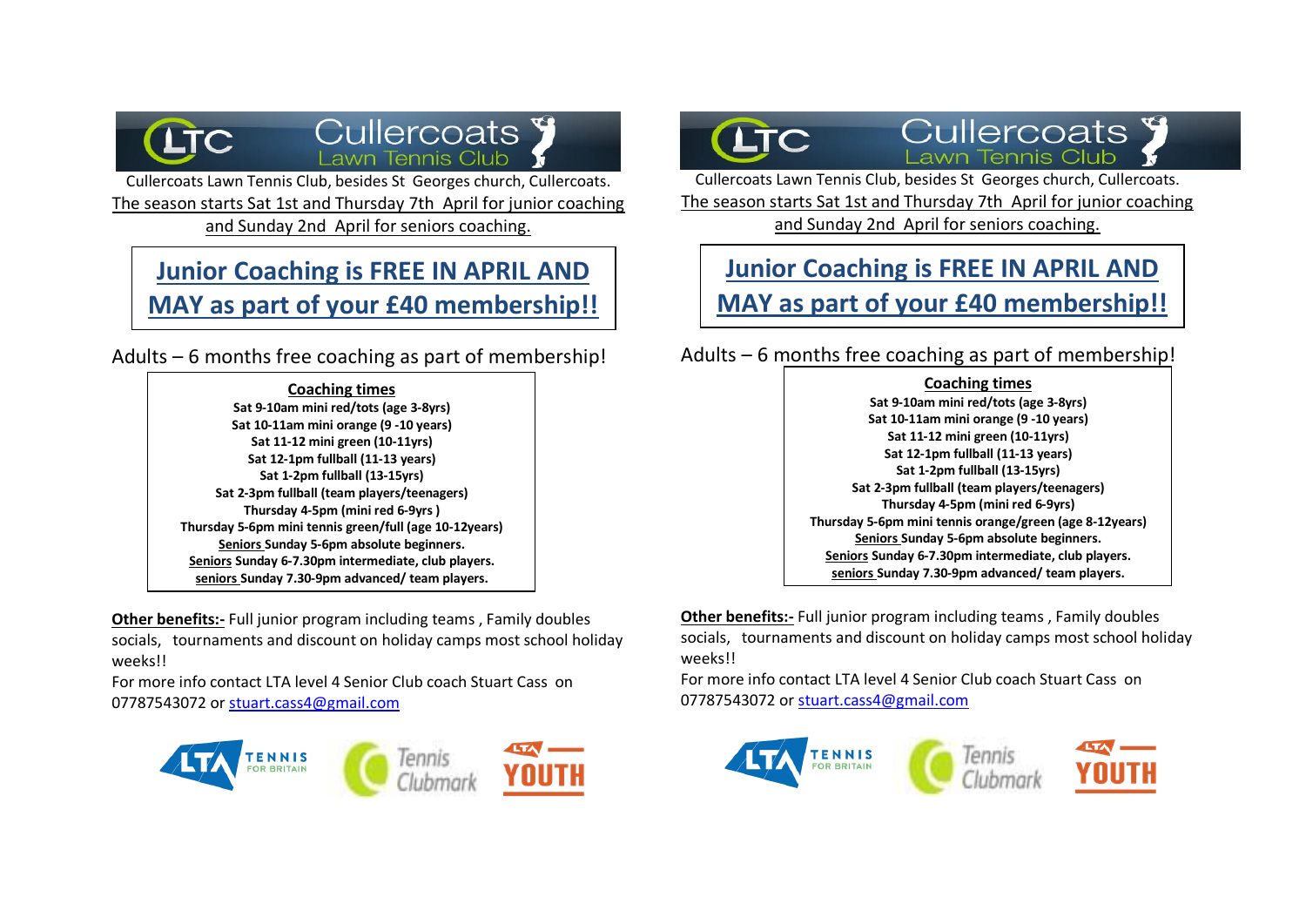# Cullercoats Lawn Tennis Club

Cullercoats Lawn Tennis Club, besides St Georges church, Cullercoats.

The season starts Sat 1st and Thursday 7th April for junior coaching and Sunday 2nd April for seniors coaching.

## Junior Coaching is FREE IN APRIL AND MAY as part of your £40 membership!!

Adults – 6 months free coaching as part of membership!

**Coaching times**

**Sat 9-10am mini red/tots (age 3-8yrs)**
**Sat 10-11am mini orange (9 -10 years)**
**Sat 11-12 mini green (10-11yrs)**
**Sat 12-1pm fullball (11-13 years)**
**Sat 1-2pm fullball (13-15yrs)**
**Sat 2-3pm fullball (team players/teenagers)**
**Thursday 4-5pm (mini red 6-9yrs )**
**Thursday 5-6pm mini tennis green/full (age 10-12years)**
**Seniors Sunday 5-6pm absolute beginners.**
**Seniors Sunday 6-7.30pm intermediate, club players.**
**seniors Sunday 7.30-9pm advanced/ team players.**

**Other benefits:-** Full junior program including teams , Family doubles socials, tournaments and discount on holiday camps most school holiday weeks!!

For more info contact LTA level 4 Senior Club coach Stuart Cass on 07787543072 or stuart.cass4@gmail.com

LTA TENNIS FOR BRITAIN | Tennis Clubmark | LTA YOUTH

# Cullercoats Lawn Tennis Club

Cullercoats Lawn Tennis Club, besides St Georges church, Cullercoats.

The season starts Sat 1st and Thursday 7th April for junior coaching and Sunday 2nd April for seniors coaching.

## Junior Coaching is FREE IN APRIL AND MAY as part of your £40 membership!!

Adults – 6 months free coaching as part of membership!

**Coaching times**

**Sat 9-10am mini red/tots (age 3-8yrs)**
**Sat 10-11am mini orange (9 -10 years)**
**Sat 11-12 mini green (10-11yrs)**
**Sat 12-1pm fullball (11-13 years)**
**Sat 1-2pm fullball (13-15yrs)**
**Sat 2-3pm fullball (team players/teenagers)**
**Thursday 4-5pm (mini red 6-9yrs)**
**Thursday 5-6pm mini tennis orange/green (age 8-12years)**
**Seniors Sunday 5-6pm absolute beginners.**
**Seniors Sunday 6-7.30pm intermediate, club players.**
**seniors Sunday 7.30-9pm advanced/ team players.**

**Other benefits:-** Full junior program including teams , Family doubles socials, tournaments and discount on holiday camps most school holiday weeks!!

For more info contact LTA level 4 Senior Club coach Stuart Cass on 07787543072 or stuart.cass4@gmail.com

LTA TENNIS FOR BRITAIN | Tennis Clubmark | LTA YOUTH